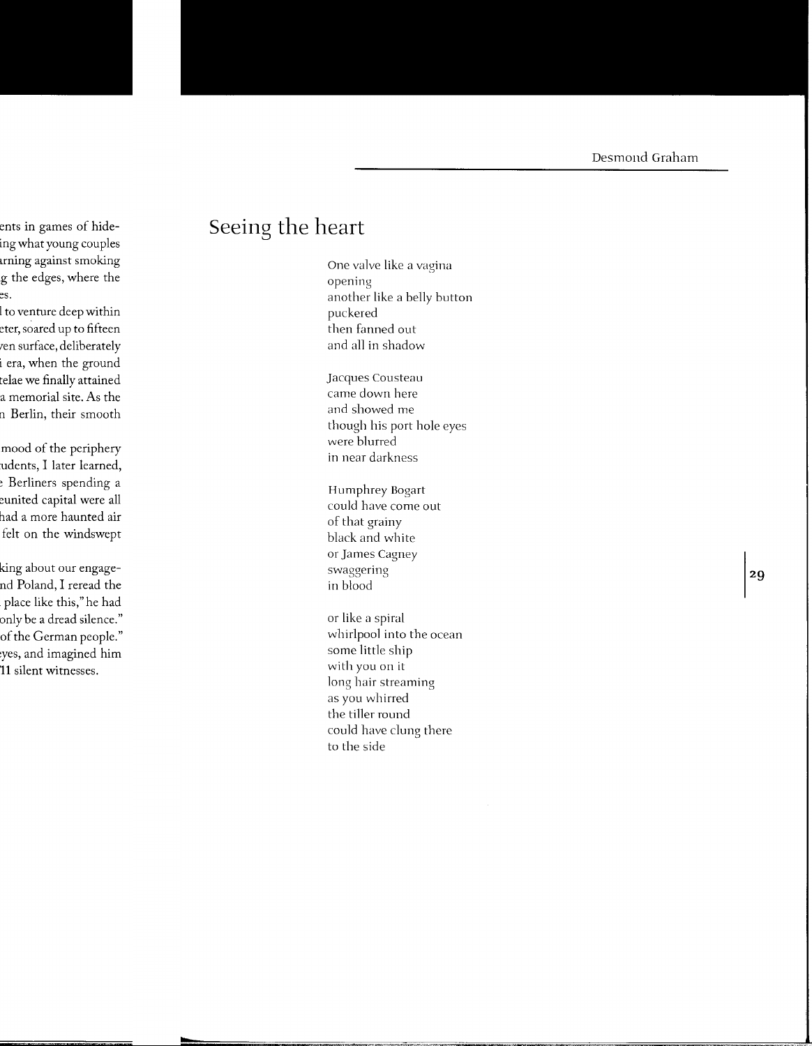Desmond Graham

# Seeing the heart

One valve like a vagina
opening
another like a belly button
puckered
then fanned out
and all in shadow

Jacques Cousteau
came down here
and showed me
though his port hole eyes
were blurred
in near darkness

Humphrey Bogart
could have come out
of that grainy
black and white
or James Cagney
swaggering
in blood

or like a spiral
whirlpool into the ocean
some little ship
with you on it
long hair streaming
as you whirred
the tiller round
could have clung there
to the side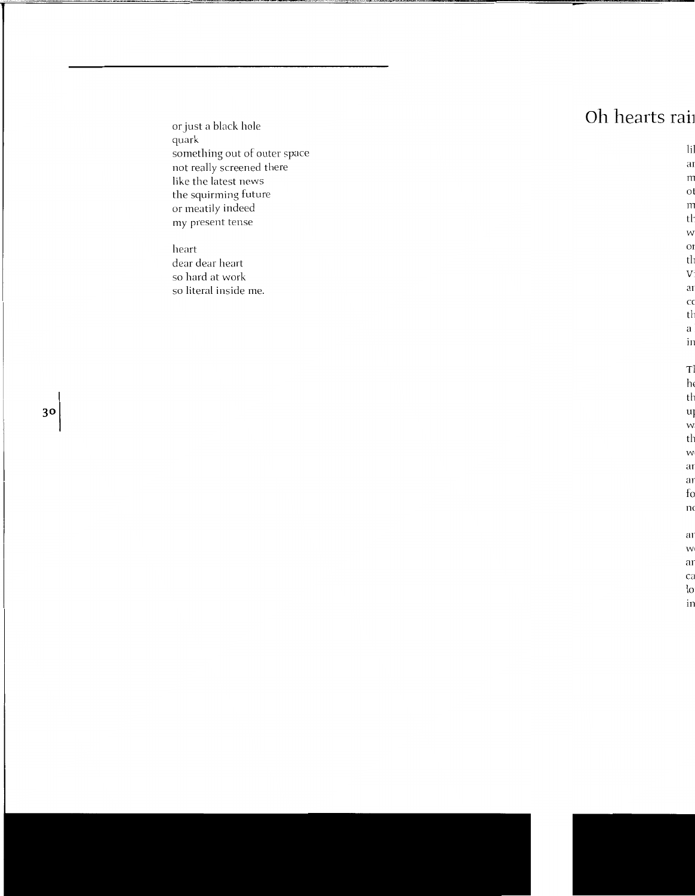or just a black hole
quark
something out of outer space
not really screened there
like the latest news
the squirming future
or meatily indeed
my present tense

heart
dear dear heart
so hard at work
so literal inside me.

# Oh hearts rai